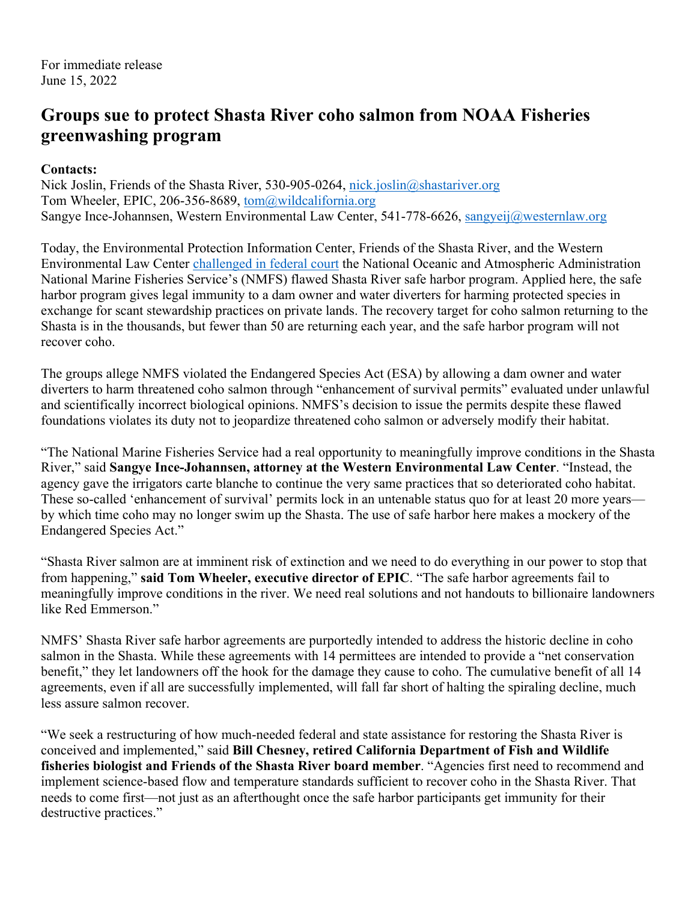For immediate release
June 15, 2022

# Groups sue to protect Shasta River coho salmon from NOAA Fisheries greenwashing program

**Contacts:**
Nick Joslin, Friends of the Shasta River, 530-905-0264, nick.joslin@shastariver.org
Tom Wheeler, EPIC, 206-356-8689, tom@wildcalifornia.org
Sangye Ince-Johannsen, Western Environmental Law Center, 541-778-6626, sangyeij@westernlaw.org

Today, the Environmental Protection Information Center, Friends of the Shasta River, and the Western Environmental Law Center challenged in federal court the National Oceanic and Atmospheric Administration National Marine Fisheries Service's (NMFS) flawed Shasta River safe harbor program. Applied here, the safe harbor program gives legal immunity to a dam owner and water diverters for harming protected species in exchange for scant stewardship practices on private lands. The recovery target for coho salmon returning to the Shasta is in the thousands, but fewer than 50 are returning each year, and the safe harbor program will not recover coho.

The groups allege NMFS violated the Endangered Species Act (ESA) by allowing a dam owner and water diverters to harm threatened coho salmon through "enhancement of survival permits" evaluated under unlawful and scientifically incorrect biological opinions. NMFS's decision to issue the permits despite these flawed foundations violates its duty not to jeopardize threatened coho salmon or adversely modify their habitat.

"The National Marine Fisheries Service had a real opportunity to meaningfully improve conditions in the Shasta River," said **Sangye Ince-Johannsen, attorney at the Western Environmental Law Center**. "Instead, the agency gave the irrigators carte blanche to continue the very same practices that so deteriorated coho habitat. These so-called 'enhancement of survival' permits lock in an untenable status quo for at least 20 more years—by which time coho may no longer swim up the Shasta. The use of safe harbor here makes a mockery of the Endangered Species Act."

"Shasta River salmon are at imminent risk of extinction and we need to do everything in our power to stop that from happening," **said Tom Wheeler, executive director of EPIC**. "The safe harbor agreements fail to meaningfully improve conditions in the river. We need real solutions and not handouts to billionaire landowners like Red Emmerson."

NMFS' Shasta River safe harbor agreements are purportedly intended to address the historic decline in coho salmon in the Shasta. While these agreements with 14 permittees are intended to provide a "net conservation benefit," they let landowners off the hook for the damage they cause to coho. The cumulative benefit of all 14 agreements, even if all are successfully implemented, will fall far short of halting the spiraling decline, much less assure salmon recover.

"We seek a restructuring of how much-needed federal and state assistance for restoring the Shasta River is conceived and implemented," said **Bill Chesney, retired California Department of Fish and Wildlife fisheries biologist and Friends of the Shasta River board member**. "Agencies first need to recommend and implement science-based flow and temperature standards sufficient to recover coho in the Shasta River. That needs to come first—not just as an afterthought once the safe harbor participants get immunity for their destructive practices."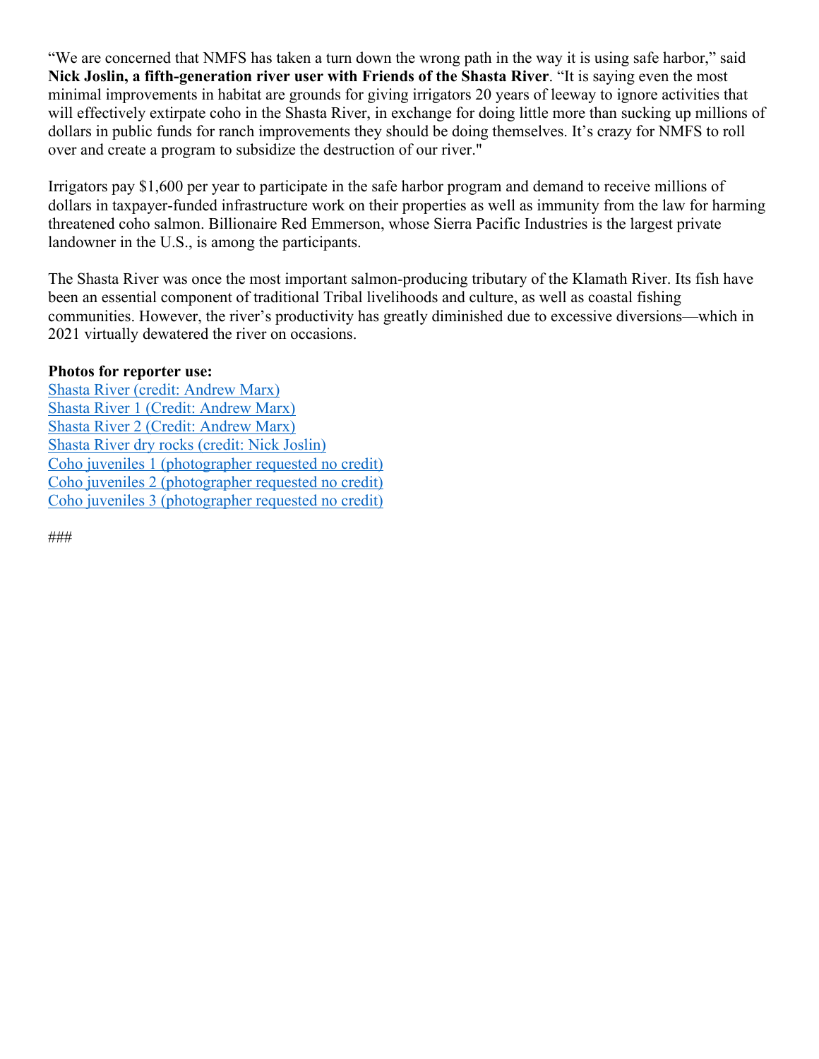"We are concerned that NMFS has taken a turn down the wrong path in the way it is using safe harbor," said **Nick Joslin, a fifth-generation river user with Friends of the Shasta River**. "It is saying even the most minimal improvements in habitat are grounds for giving irrigators 20 years of leeway to ignore activities that will effectively extirpate coho in the Shasta River, in exchange for doing little more than sucking up millions of dollars in public funds for ranch improvements they should be doing themselves. It's crazy for NMFS to roll over and create a program to subsidize the destruction of our river."

Irrigators pay $1,600 per year to participate in the safe harbor program and demand to receive millions of dollars in taxpayer-funded infrastructure work on their properties as well as immunity from the law for harming threatened coho salmon. Billionaire Red Emmerson, whose Sierra Pacific Industries is the largest private landowner in the U.S., is among the participants.

The Shasta River was once the most important salmon-producing tributary of the Klamath River. Its fish have been an essential component of traditional Tribal livelihoods and culture, as well as coastal fishing communities. However, the river's productivity has greatly diminished due to excessive diversions—which in 2021 virtually dewatered the river on occasions.

**Photos for reporter use:**

Shasta River (credit: Andrew Marx)
Shasta River 1 (Credit: Andrew Marx)
Shasta River 2 (Credit: Andrew Marx)
Shasta River dry rocks (credit: Nick Joslin)
Coho juveniles 1 (photographer requested no credit)
Coho juveniles 2 (photographer requested no credit)
Coho juveniles 3 (photographer requested no credit)

###